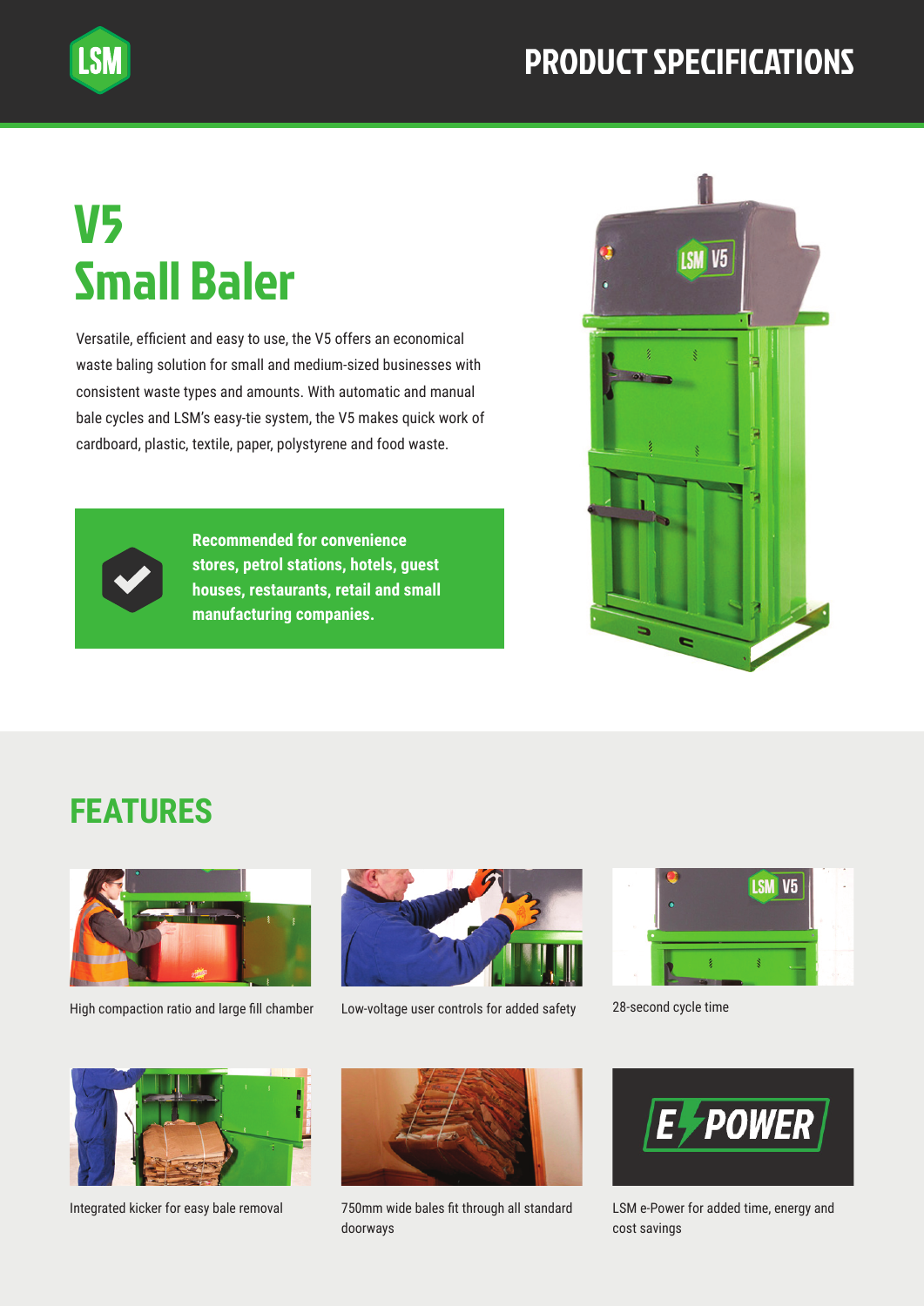# PRODUCT SPECIFICATIONS

# V5 Small Baler

Versatile, efficient and easy to use, the V5 offers an economical waste baling solution for small and medium-sized businesses with consistent waste types and amounts. With automatic and manual bale cycles and LSM's easy-tie system, the V5 makes quick work of cardboard, plastic, textile, paper, polystyrene and food waste.

**Recommended for convenience stores, petrol stations, hotels, guest houses, restaurants, retail and small manufacturing companies.**

## FEATURES

High compaction ratio and large fill chamber

Low-voltage user controls for added safety

28-second cycle time

Integrated kicker for easy bale removal

750mm wide bales fit through all standard doorways

LSM e-Power for added time, energy and cost savings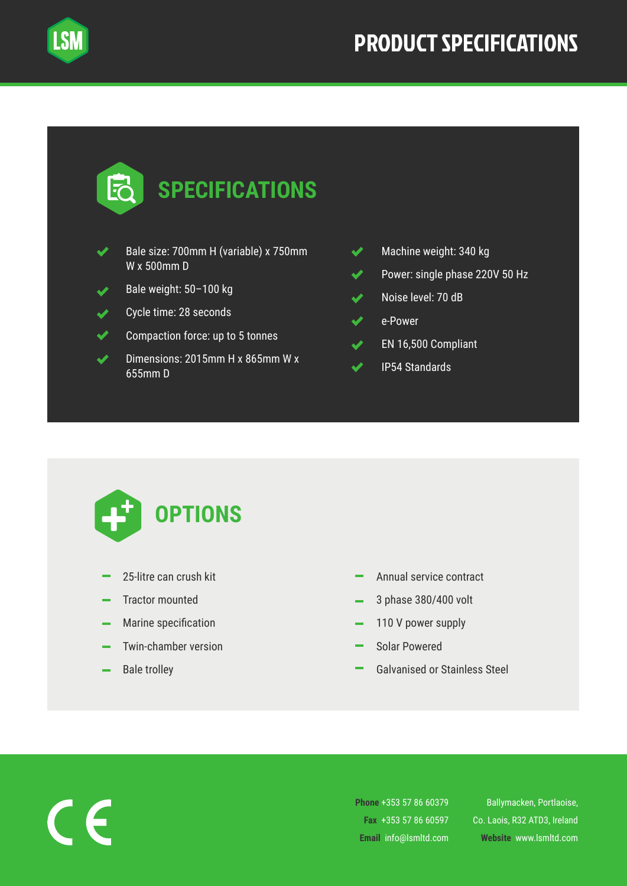# PRODUCT SPECIFICATIONS

## SPECIFICATIONS

- Bale size: 700mm H (variable) x 750mm W x 500mm D
- Bale weight: 50–100 kg
- Cycle time: 28 seconds
- Compaction force: up to 5 tonnes
- Dimensions: 2015mm H x 865mm W x 655mm D
- Machine weight: 340 kg
- Power: single phase 220V 50 Hz
- Noise level: 70 dB
- e-Power
- EN 16,500 Compliant
- IP54 Standards

## OPTIONS

- 25-litre can crush kit
- Tractor mounted
- Marine specification
- Twin-chamber version
- Bale trolley
- Annual service contract
- 3 phase 380/400 volt
- 110 V power supply
- Solar Powered
- Galvanised or Stainless Steel

**Phone** +353 57 86 60379
**Fax** +353 57 86 60597
**Email** info@lsmltd.com

Ballymacken, Portlaoise,
Co. Laois, R32 ATD3, Ireland
**Website** www.lsmltd.com